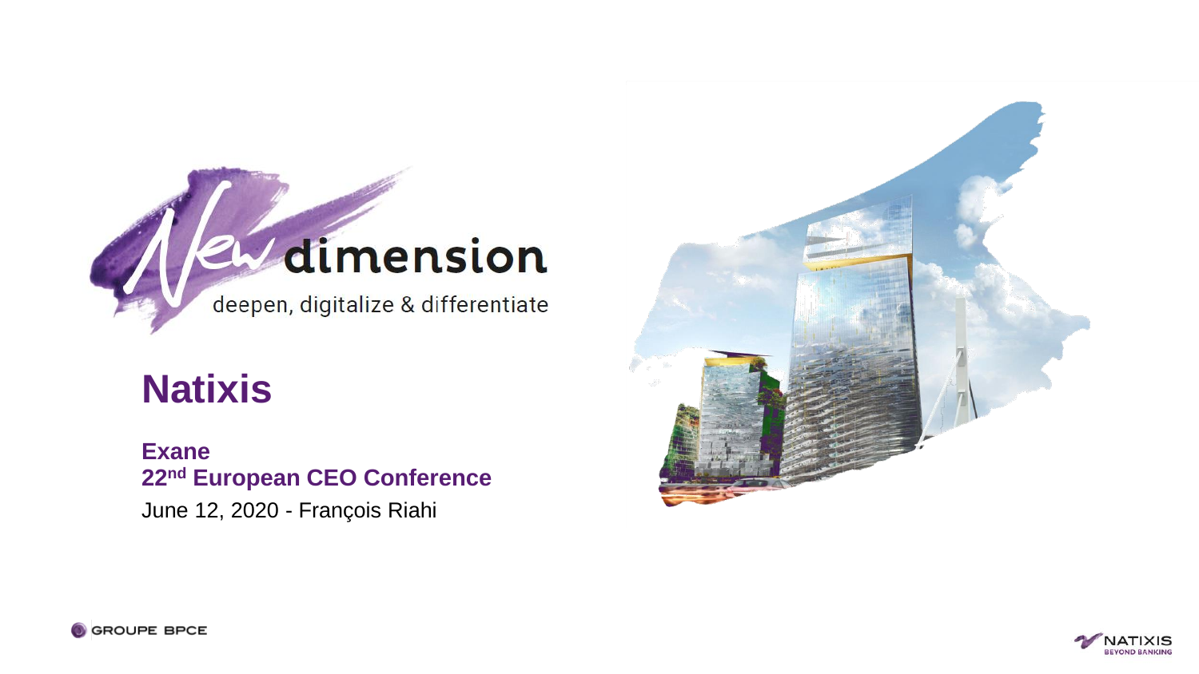# New dimension

deepen, digitalize & differentiate

## Natixis

**Exane**
**22nd European CEO Conference**
June 12, 2020 - François Riahi

GROUPE BPCE

NATIXIS BEYOND BANKING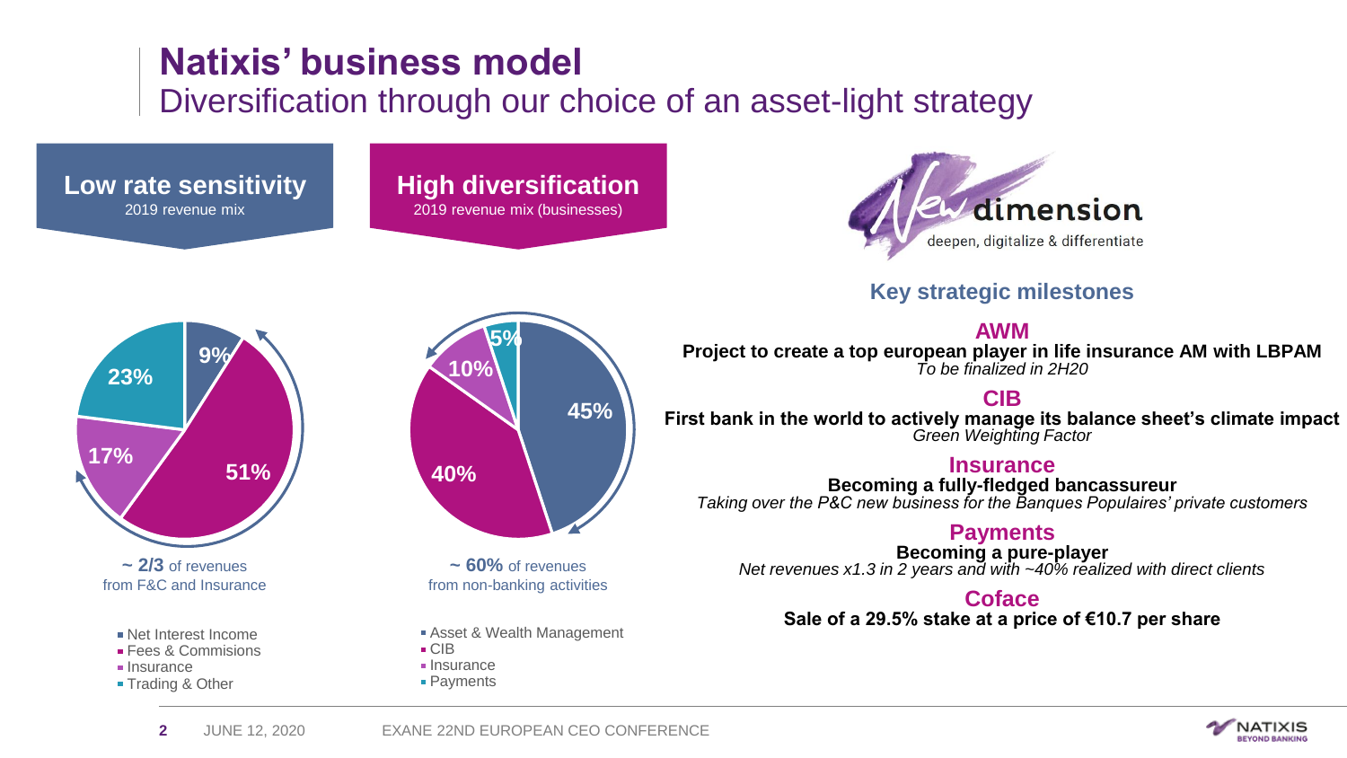# Natixis' business model

## Diversification through our choice of an asset-light strategy

### Low rate sensitivity

2019 revenue mix

| Revenue type | Share |
|---|---|
| Net Interest Income | 9% |
| Fees & Commisions | 51% |
| Insurance | 17% |
| Trading & Other | 23% |

**~ 2/3** of revenues from F&C and Insurance

### High diversification

2019 revenue mix (businesses)

| Business | Share |
|---|---|
| Asset & Wealth Management | 45% |
| CIB | 40% |
| Insurance | 10% |
| Payments | 5% |

**~ 60%** of revenues from non-banking activities

### New dimension

deepen, digitalize & differentiate

### Key strategic milestones

**AWM**

**Project to create a top european player in life insurance AM with LBPAM**

*To be finalized in 2H20*

**CIB**

**First bank in the world to actively manage its balance sheet's climate impact**

*Green Weighting Factor*

**Insurance**

**Becoming a fully-fledged bancassureur**

*Taking over the P&C new business for the Banques Populaires' private customers*

**Payments**

**Becoming a pure-player**

*Net revenues x1.3 in 2 years and with ~40% realized with direct clients*

**Coface**

**Sale of a 29.5% stake at a price of €10.7 per share**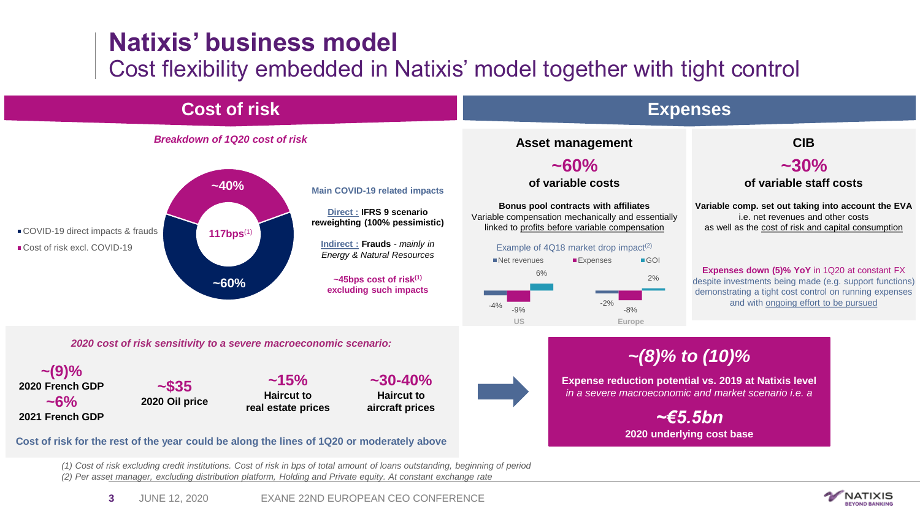# Natixis' business model

## Cost flexibility embedded in Natixis' model together with tight control

## Cost of risk

*Breakdown of 1Q20 cost of risk*

- COVID-19 direct impacts & frauds: ~40%
- Cost of risk excl. COVID-19: ~60%

117bps[1]

**Main COVID-19 related impacts**

Direct : **IFRS 9 scenario reweighting (100% pessimistic)**

Indirect : **Frauds** - *mainly in Energy & Natural Resources*

**~45bps cost of risk[1] excluding such impacts**

*2020 cost of risk sensitivity to a severe macroeconomic scenario:*

| ~(9)% 2020 French GDP / ~6% 2021 French GDP | ~$35 2020 Oil price | ~15% Haircut to real estate prices | ~30-40% Haircut to aircraft prices |
|---|---|---|---|

**Cost of risk for the rest of the year could be along the lines of 1Q20 or moderately above**

## Expenses

### Asset management

**~60%**

**of variable costs**

**Bonus pool contracts with affiliates**

Variable compensation mechanically and essentially linked to profits before variable compensation

Example of 4Q18 market drop impact[2]

| | Net revenues | Expenses | GOI |
|---|---|---|---|
| US | -4% | -9% | 6% |
| Europe | -2% | -8% | 2% |

### CIB

**~30%**

**of variable staff costs**

**Variable comp. set out taking into account the EVA** i.e. net revenues and other costs as well as the cost of risk and capital consumption

**Expenses down (5)% YoY** in 1Q20 at constant FX despite investments being made (e.g. support functions) demonstrating a tight cost control on running expenses and with ongoing effort to be pursued

***~(8)% to (10)%***

**Expense reduction potential vs. 2019 at Natixis level** *in a severe macroeconomic and market scenario i.e. a*

***~€5.5bn***

**2020 underlying cost base**

*(1) Cost of risk excluding credit institutions. Cost of risk in bps of total amount of loans outstanding, beginning of period*

*(2) Per asset manager, excluding distribution platform, Holding and Private equity. At constant exchange rate*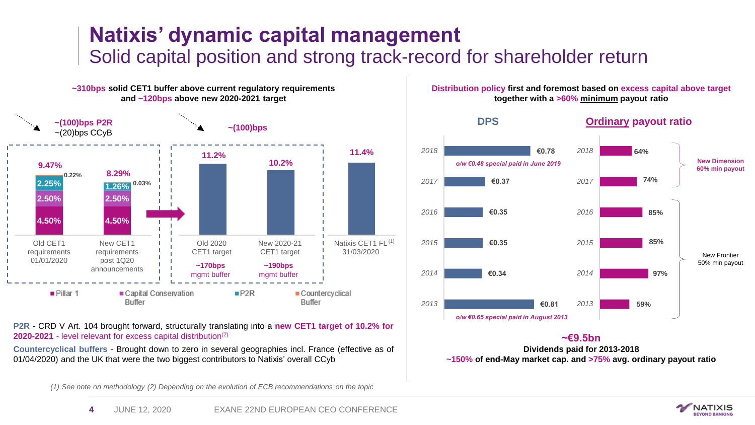# Natixis' dynamic capital management

## Solid capital position and strong track-record for shareholder return

**~310bps solid CET1 buffer above current regulatory requirements and ~120bps above new 2020-2021 target**

~(100)bps P2R
~(20)bps CCyB

~(100)bps

9.47%
0.22%
2.25%
2.50%
4.50%
Old CET1 requirements 01/01/2020

8.29%
0.03%
1.26%
2.50%
4.50%
New CET1 requirements post 1Q20 announcements

11.2%
Old 2020 CET1 target
~170bps mgmt buffer

10.2%
New 2020-21 CET1 target
~190bps mgmt buffer

11.4%
Natixis CET1 FL (1) 31/03/2020

Pillar 1 | Capital Conservation Buffer | P2R | Countercyclical Buffer

**P2R** - CRD V Art. 104 brought forward, structurally translating into a **new CET1 target of 10.2% for 2020-2021** - level relevant for excess capital distribution(2)

**Countercyclical buffers** - Brought down to zero in several geographies incl. France (effective as of 01/04/2020) and the UK that were the two biggest contributors to Natixis' overall CCyb

**Distribution policy first and foremost based on excess capital above target together with a >60% minimum payout ratio**

DPS

2018 €0.78
*o/w €0.48 special paid in June 2019*
2017 €0.37
2016 €0.35
2015 €0.35
2014 €0.34
2013 €0.81
*o/w €0.65 special paid in August 2013*

Ordinary payout ratio

2018 64%
2017 74%
2016 85%
2015 85%
2014 97%
2013 59%

New Dimension 60% min payout

New Frontier 50% min payout

**~€9.5bn**
**Dividends paid for 2013-2018**
**~150% of end-May market cap. and >75% avg. ordinary payout ratio**

*(1) See note on methodology (2) Depending on the evolution of ECB recommendations on the topic*